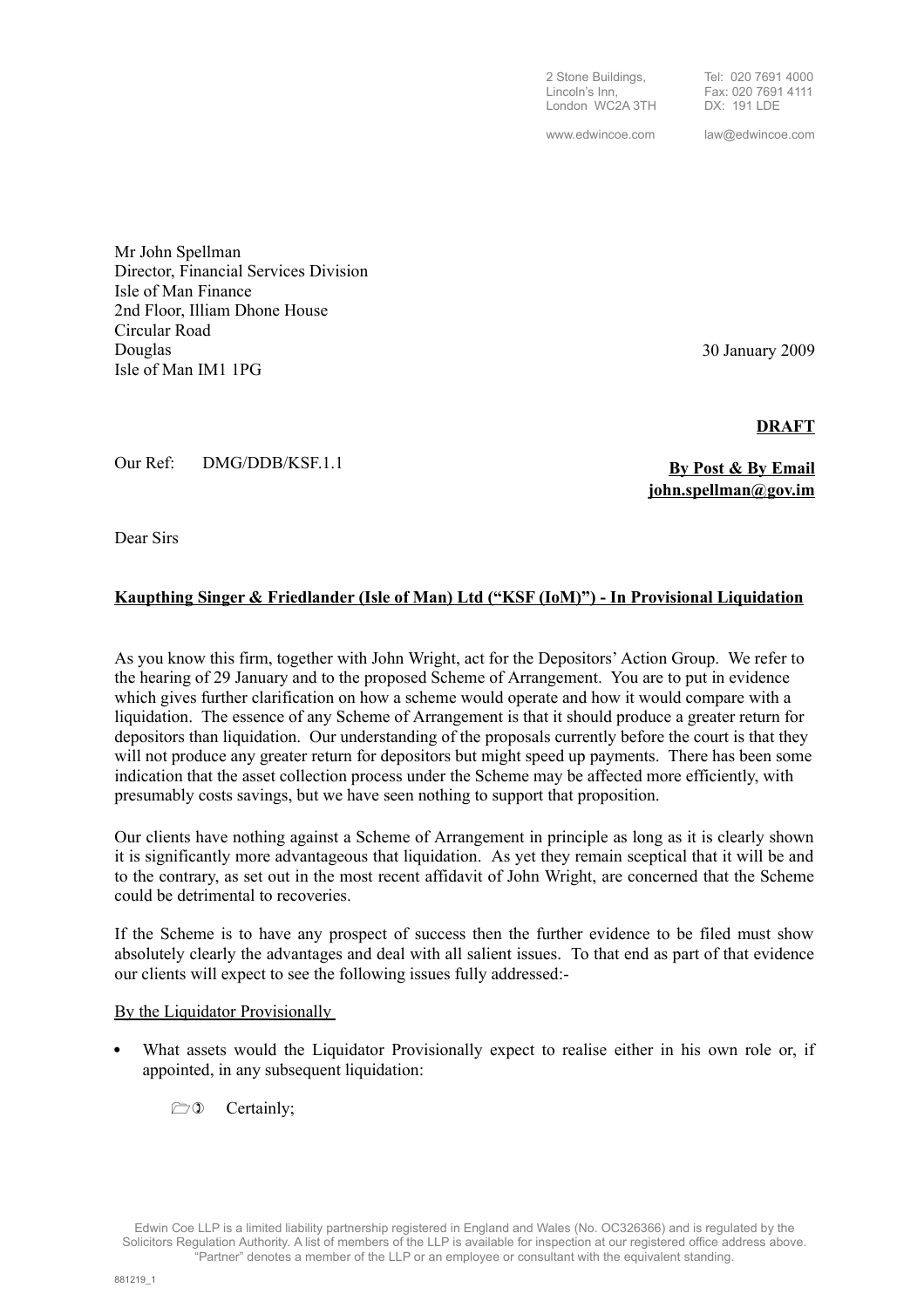2 Stone Buildings,
Lincoln's Inn,
London WC2A 3TH

Tel: 020 7691 4000
Fax: 020 7691 4111
DX: 191 LDE

www.edwincoe.com
law@edwincoe.com

Mr John Spellman
Director, Financial Services Division
Isle of Man Finance
2nd Floor, Illiam Dhone House
Circular Road
Douglas
Isle of Man IM1 1PG

30 January 2009

**DRAFT**

Our Ref: DMG/DDB/KSF.1.1

**By Post & By Email**
**john.spellman@gov.im**

Dear Sirs

**Kaupthing Singer & Friedlander (Isle of Man) Ltd ("KSF (IoM)") - In Provisional Liquidation**

As you know this firm, together with John Wright, act for the Depositors' Action Group. We refer to the hearing of 29 January and to the proposed Scheme of Arrangement. You are to put in evidence which gives further clarification on how a scheme would operate and how it would compare with a liquidation. The essence of any Scheme of Arrangement is that it should produce a greater return for depositors than liquidation. Our understanding of the proposals currently before the court is that they will not produce any greater return for depositors but might speed up payments. There has been some indication that the asset collection process under the Scheme may be affected more efficiently, with presumably costs savings, but we have seen nothing to support that proposition.

Our clients have nothing against a Scheme of Arrangement in principle as long as it is clearly shown it is significantly more advantageous that liquidation. As yet they remain sceptical that it will be and to the contrary, as set out in the most recent affidavit of John Wright, are concerned that the Scheme could be detrimental to recoveries.

If the Scheme is to have any prospect of success then the further evidence to be filed must show absolutely clearly the advantages and deal with all salient issues. To that end as part of that evidence our clients will expect to see the following issues fully addressed:-

By the Liquidator Provisionally

- What assets would the Liquidator Provisionally expect to realise either in his own role or, if appointed, in any subsequent liquidation:

    (i) Certainly;

Edwin Coe LLP is a limited liability partnership registered in England and Wales (No. OC326366) and is regulated by the Solicitors Regulation Authority. A list of members of the LLP is available for inspection at our registered office address above. "Partner" denotes a member of the LLP or an employee or consultant with the equivalent standing.

881219_1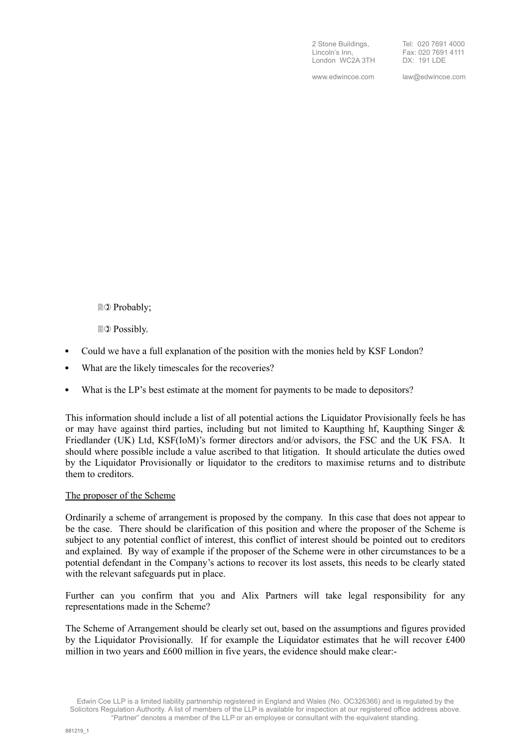- Probably;
- Possibly.

- Could we have a full explanation of the position with the monies held by KSF London?
- What are the likely timescales for the recoveries?
- What is the LP's best estimate at the moment for payments to be made to depositors?

This information should include a list of all potential actions the Liquidator Provisionally feels he has or may have against third parties, including but not limited to Kaupthing hf, Kaupthing Singer & Friedlander (UK) Ltd, KSF(IoM)'s former directors and/or advisors, the FSC and the UK FSA. It should where possible include a value ascribed to that litigation. It should articulate the duties owed by the Liquidator Provisionally or liquidator to the creditors to maximise returns and to distribute them to creditors.

<u>The proposer of the Scheme</u>

Ordinarily a scheme of arrangement is proposed by the company. In this case that does not appear to be the case. There should be clarification of this position and where the proposer of the Scheme is subject to any potential conflict of interest, this conflict of interest should be pointed out to creditors and explained. By way of example if the proposer of the Scheme were in other circumstances to be a potential defendant in the Company's actions to recover its lost assets, this needs to be clearly stated with the relevant safeguards put in place.

Further can you confirm that you and Alix Partners will take legal responsibility for any representations made in the Scheme?

The Scheme of Arrangement should be clearly set out, based on the assumptions and figures provided by the Liquidator Provisionally. If for example the Liquidator estimates that he will recover £400 million in two years and £600 million in five years, the evidence should make clear:-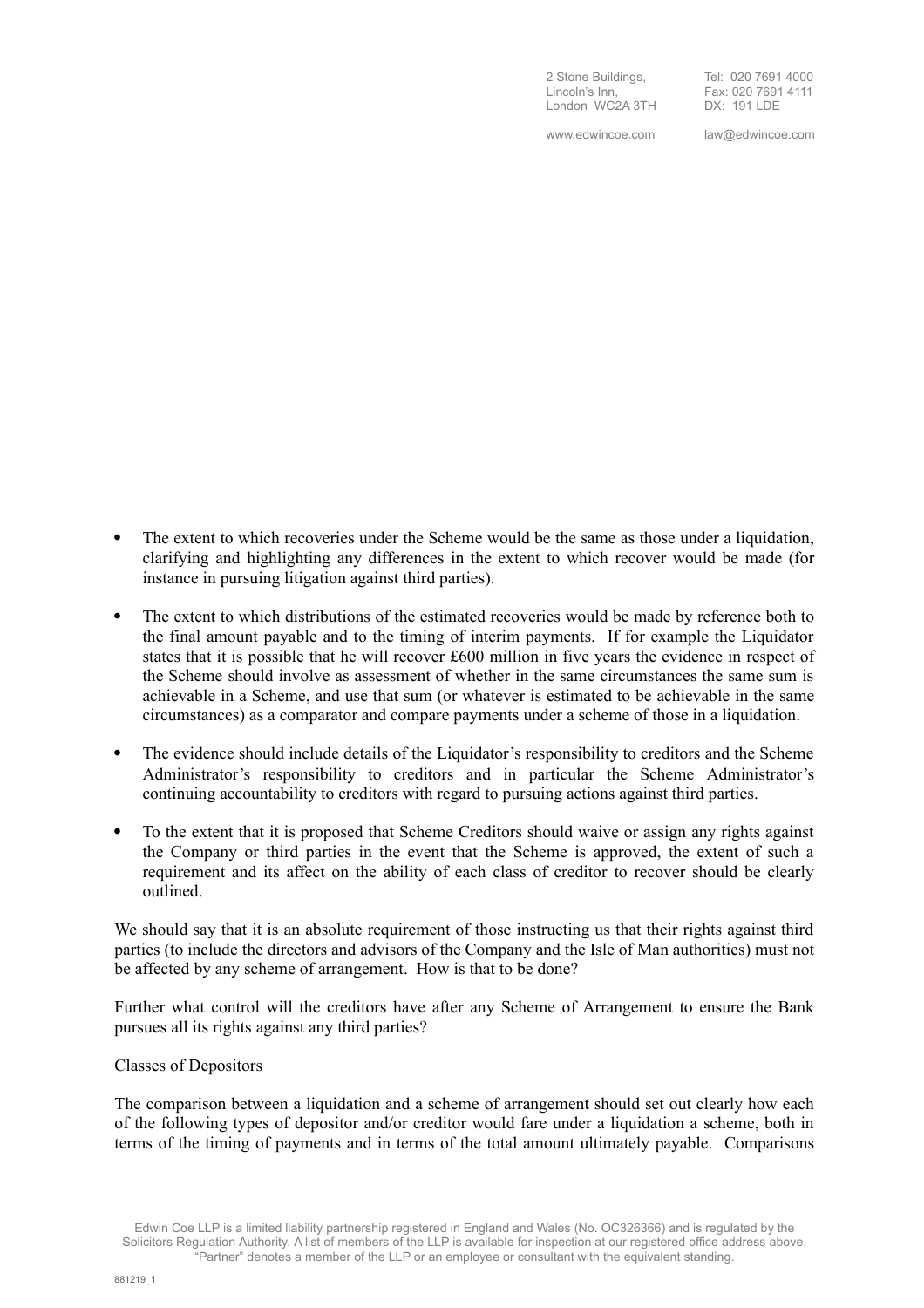- The extent to which recoveries under the Scheme would be the same as those under a liquidation, clarifying and highlighting any differences in the extent to which recover would be made (for instance in pursuing litigation against third parties).

- The extent to which distributions of the estimated recoveries would be made by reference both to the final amount payable and to the timing of interim payments. If for example the Liquidator states that it is possible that he will recover £600 million in five years the evidence in respect of the Scheme should involve as assessment of whether in the same circumstances the same sum is achievable in a Scheme, and use that sum (or whatever is estimated to be achievable in the same circumstances) as a comparator and compare payments under a scheme of those in a liquidation.

- The evidence should include details of the Liquidator's responsibility to creditors and the Scheme Administrator's responsibility to creditors and in particular the Scheme Administrator's continuing accountability to creditors with regard to pursuing actions against third parties.

- To the extent that it is proposed that Scheme Creditors should waive or assign any rights against the Company or third parties in the event that the Scheme is approved, the extent of such a requirement and its affect on the ability of each class of creditor to recover should be clearly outlined.

We should say that it is an absolute requirement of those instructing us that their rights against third parties (to include the directors and advisors of the Company and the Isle of Man authorities) must not be affected by any scheme of arrangement. How is that to be done?

Further what control will the creditors have after any Scheme of Arrangement to ensure the Bank pursues all its rights against any third parties?

<u>Classes of Depositors</u>

The comparison between a liquidation and a scheme of arrangement should set out clearly how each of the following types of depositor and/or creditor would fare under a liquidation a scheme, both in terms of the timing of payments and in terms of the total amount ultimately payable. Comparisons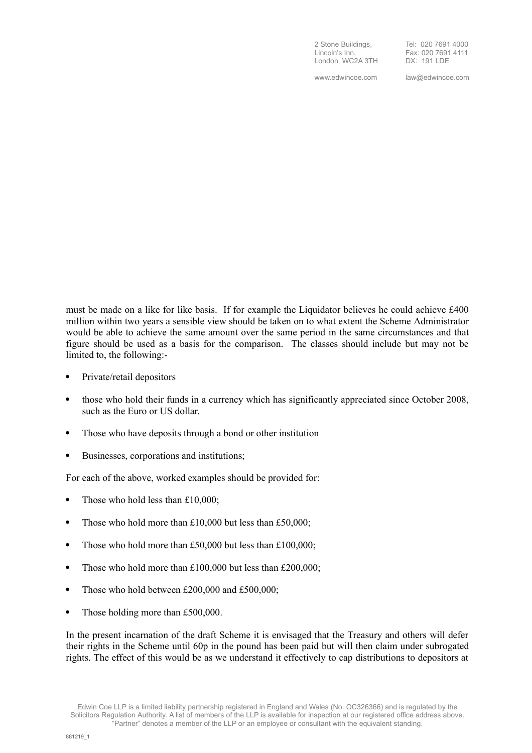must be made on a like for like basis. If for example the Liquidator believes he could achieve £400 million within two years a sensible view should be taken on to what extent the Scheme Administrator would be able to achieve the same amount over the same period in the same circumstances and that figure should be used as a basis for the comparison. The classes should include but may not be limited to, the following:-

- Private/retail depositors
- those who hold their funds in a currency which has significantly appreciated since October 2008, such as the Euro or US dollar.
- Those who have deposits through a bond or other institution
- Businesses, corporations and institutions;

For each of the above, worked examples should be provided for:

- Those who hold less than £10,000;
- Those who hold more than £10,000 but less than £50,000;
- Those who hold more than £50,000 but less than £100,000;
- Those who hold more than £100,000 but less than £200,000;
- Those who hold between £200,000 and £500,000;
- Those holding more than £500,000.

In the present incarnation of the draft Scheme it is envisaged that the Treasury and others will defer their rights in the Scheme until 60p in the pound has been paid but will then claim under subrogated rights. The effect of this would be as we understand it effectively to cap distributions to depositors at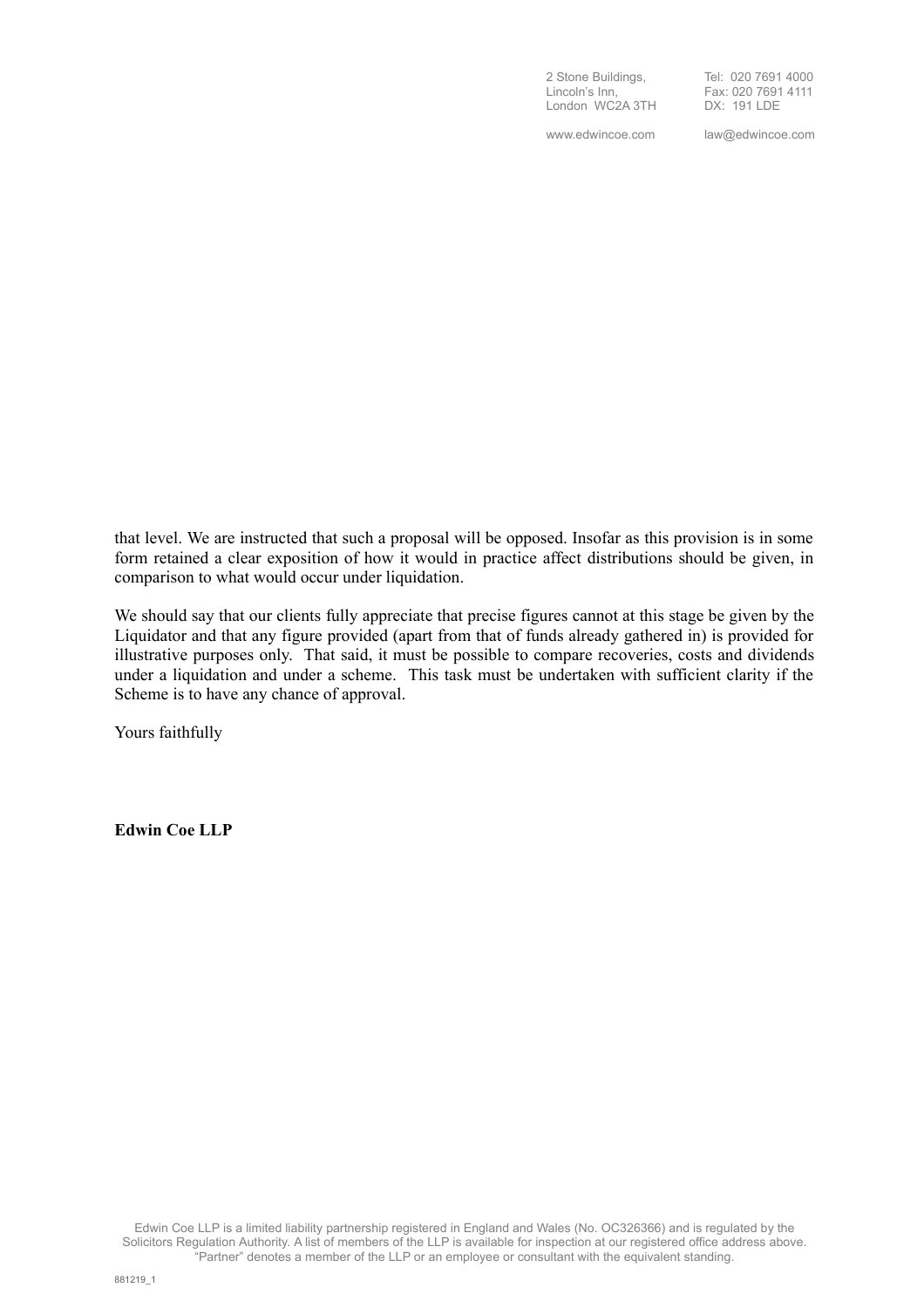that level. We are instructed that such a proposal will be opposed. Insofar as this provision is in some form retained a clear exposition of how it would in practice affect distributions should be given, in comparison to what would occur under liquidation.

We should say that our clients fully appreciate that precise figures cannot at this stage be given by the Liquidator and that any figure provided (apart from that of funds already gathered in) is provided for illustrative purposes only. That said, it must be possible to compare recoveries, costs and dividends under a liquidation and under a scheme. This task must be undertaken with sufficient clarity if the Scheme is to have any chance of approval.

Yours faithfully

**Edwin Coe LLP**